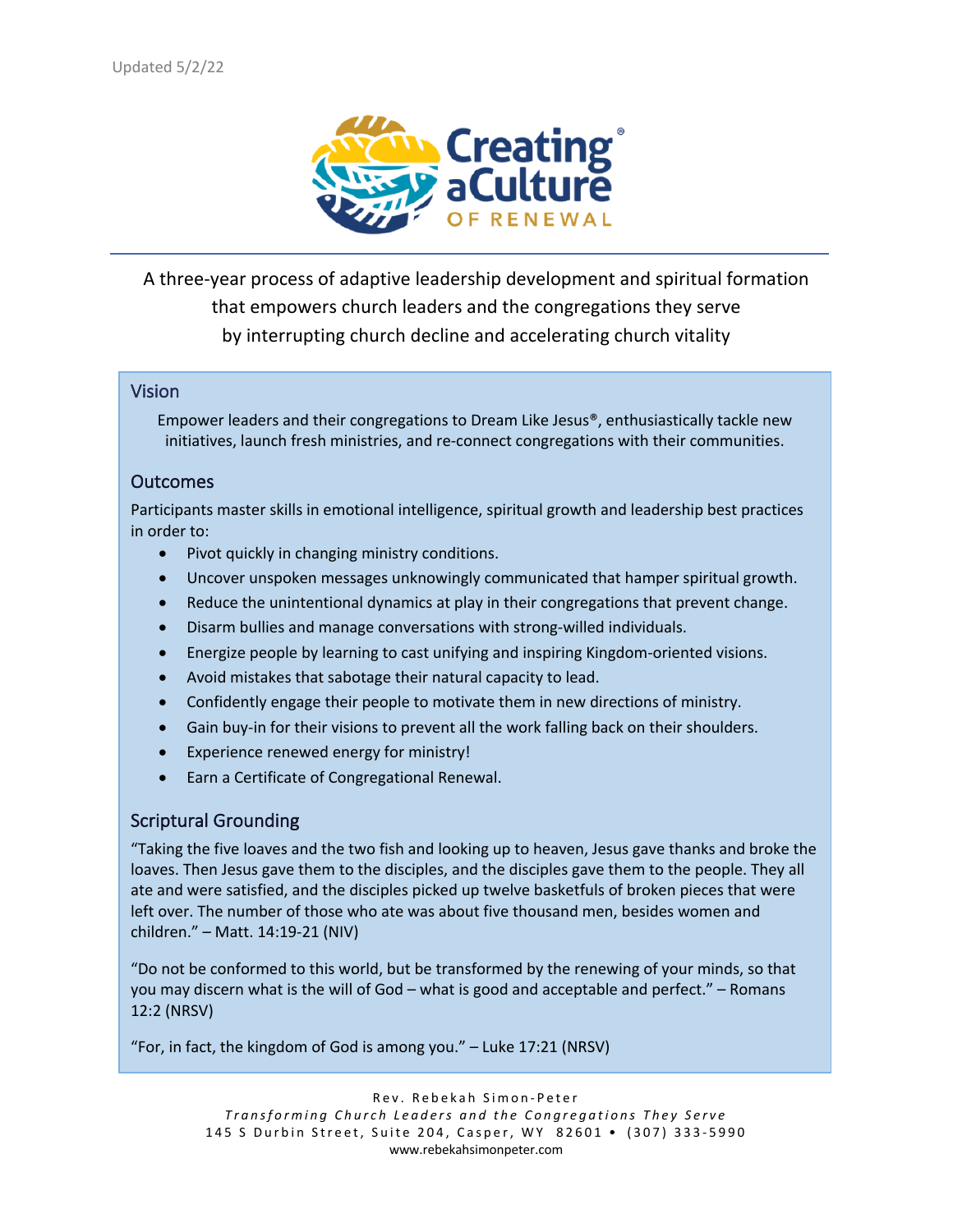Updated 5/2/22

# Creating a Culture of Renewal®

A three-year process of adaptive leadership development and spiritual formation that empowers church leaders and the congregations they serve by interrupting church decline and accelerating church vitality

## Vision

Empower leaders and their congregations to Dream Like Jesus®, enthusiastically tackle new initiatives, launch fresh ministries, and re-connect congregations with their communities.

## Outcomes

Participants master skills in emotional intelligence, spiritual growth and leadership best practices in order to:

- Pivot quickly in changing ministry conditions.
- Uncover unspoken messages unknowingly communicated that hamper spiritual growth.
- Reduce the unintentional dynamics at play in their congregations that prevent change.
- Disarm bullies and manage conversations with strong-willed individuals.
- Energize people by learning to cast unifying and inspiring Kingdom-oriented visions.
- Avoid mistakes that sabotage their natural capacity to lead.
- Confidently engage their people to motivate them in new directions of ministry.
- Gain buy-in for their visions to prevent all the work falling back on their shoulders.
- Experience renewed energy for ministry!
- Earn a Certificate of Congregational Renewal.

## Scriptural Grounding

"Taking the five loaves and the two fish and looking up to heaven, Jesus gave thanks and broke the loaves. Then Jesus gave them to the disciples, and the disciples gave them to the people. They all ate and were satisfied, and the disciples picked up twelve basketfuls of broken pieces that were left over. The number of those who ate was about five thousand men, besides women and children." – Matt. 14:19-21 (NIV)

"Do not be conformed to this world, but be transformed by the renewing of your minds, so that you may discern what is the will of God – what is good and acceptable and perfect." – Romans 12:2 (NRSV)

"For, in fact, the kingdom of God is among you." – Luke 17:21 (NRSV)

Rev. Rebekah Simon-Peter
*Transforming Church Leaders and the Congregations They Serve*
145 S Durbin Street, Suite 204, Casper, WY 82601 • (307) 333-5990
www.rebekahsimonpeter.com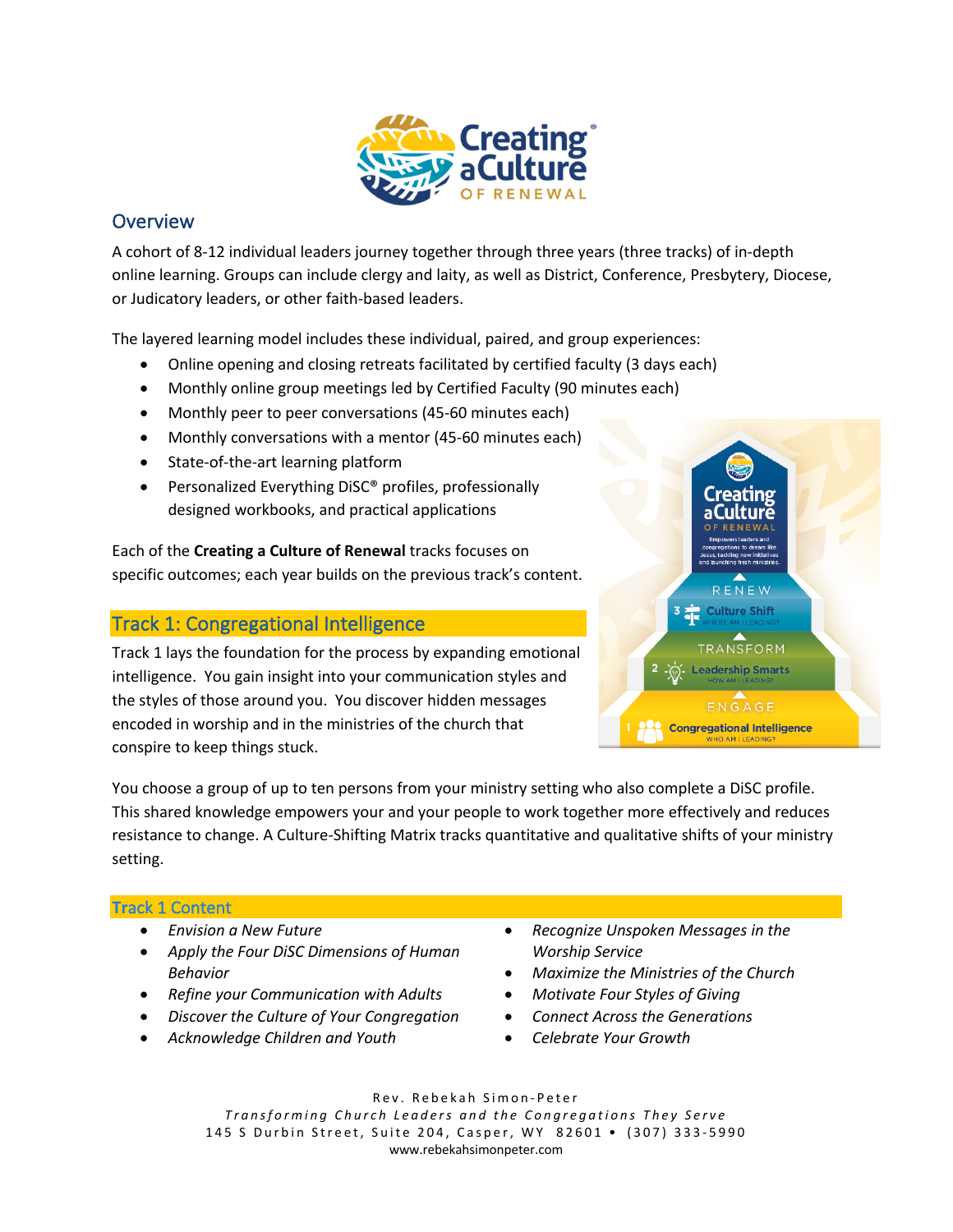## Overview

A cohort of 8-12 individual leaders journey together through three years (three tracks) of in-depth online learning. Groups can include clergy and laity, as well as District, Conference, Presbytery, Diocese, or Judicatory leaders, or other faith-based leaders.

The layered learning model includes these individual, paired, and group experiences:

- Online opening and closing retreats facilitated by certified faculty (3 days each)
- Monthly online group meetings led by Certified Faculty (90 minutes each)
- Monthly peer to peer conversations (45-60 minutes each)
- Monthly conversations with a mentor (45-60 minutes each)
- State-of-the-art learning platform
- Personalized Everything DiSC® profiles, professionally designed workbooks, and practical applications

Each of the **Creating a Culture of Renewal** tracks focuses on specific outcomes; each year builds on the previous track's content.

## Track 1: Congregational Intelligence

Track 1 lays the foundation for the process by expanding emotional intelligence. You gain insight into your communication styles and the styles of those around you. You discover hidden messages encoded in worship and in the ministries of the church that conspire to keep things stuck.

You choose a group of up to ten persons from your ministry setting who also complete a DiSC profile. This shared knowledge empowers your and your people to work together more effectively and reduces resistance to change. A Culture-Shifting Matrix tracks quantitative and qualitative shifts of your ministry setting.

### Track 1 Content

- *Envision a New Future*
- *Apply the Four DiSC Dimensions of Human Behavior*
- *Refine your Communication with Adults*
- *Discover the Culture of Your Congregation*
- *Acknowledge Children and Youth*
- *Recognize Unspoken Messages in the Worship Service*
- *Maximize the Ministries of the Church*
- *Motivate Four Styles of Giving*
- *Connect Across the Generations*
- *Celebrate Your Growth*

Rev. Rebekah Simon-Peter
*Transforming Church Leaders and the Congregations They Serve*
145 S Durbin Street, Suite 204, Casper, WY 82601 • (307) 333-5990
www.rebekahsimonpeter.com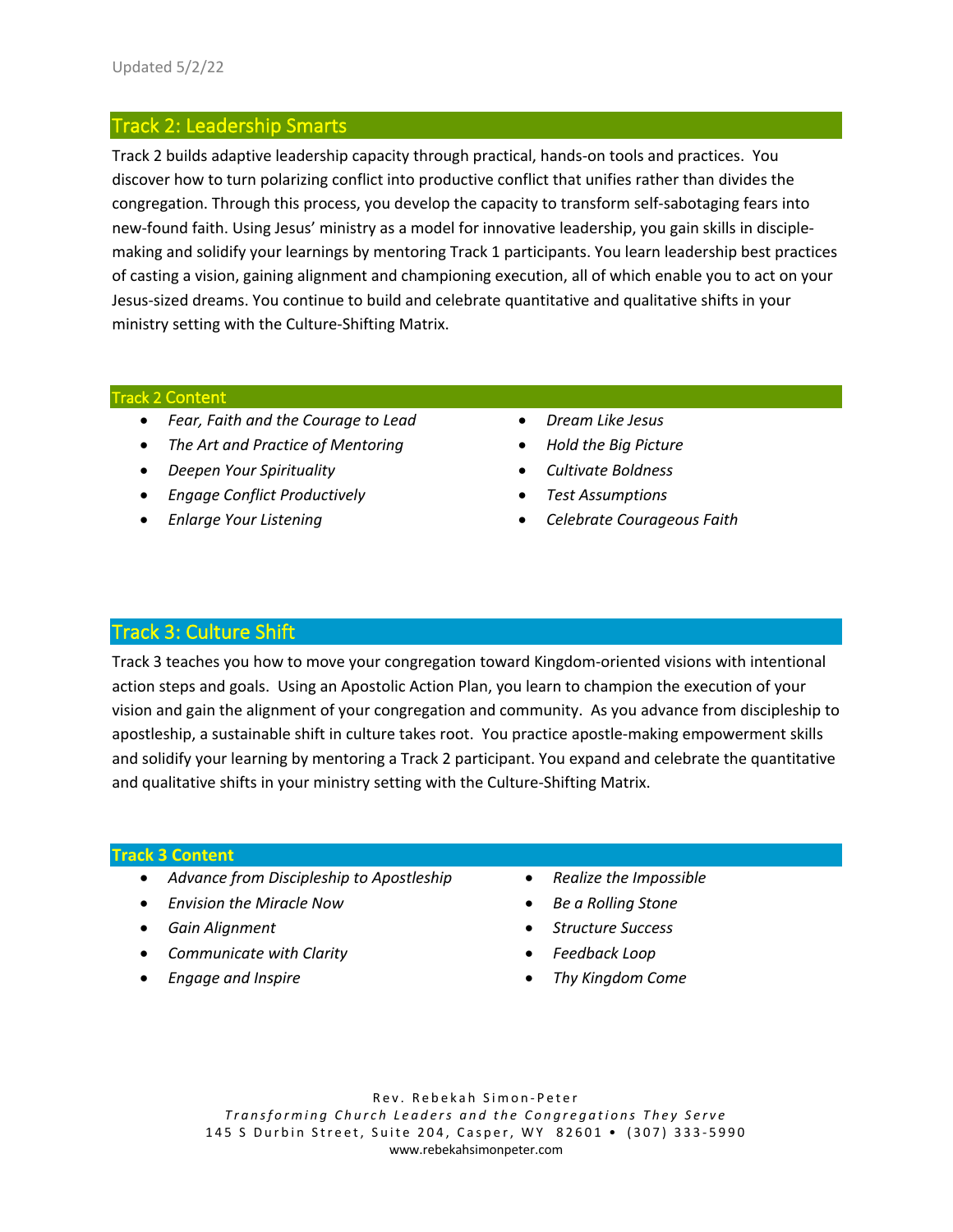Updated 5/2/22

## Track 2: Leadership Smarts

Track 2 builds adaptive leadership capacity through practical, hands-on tools and practices. You discover how to turn polarizing conflict into productive conflict that unifies rather than divides the congregation. Through this process, you develop the capacity to transform self-sabotaging fears into new-found faith. Using Jesus' ministry as a model for innovative leadership, you gain skills in disciple-making and solidify your learnings by mentoring Track 1 participants. You learn leadership best practices of casting a vision, gaining alignment and championing execution, all of which enable you to act on your Jesus-sized dreams. You continue to build and celebrate quantitative and qualitative shifts in your ministry setting with the Culture-Shifting Matrix.

### Track 2 Content

- *Fear, Faith and the Courage to Lead*
- *The Art and Practice of Mentoring*
- *Deepen Your Spirituality*
- *Engage Conflict Productively*
- *Enlarge Your Listening*
- *Dream Like Jesus*
- *Hold the Big Picture*
- *Cultivate Boldness*
- *Test Assumptions*
- *Celebrate Courageous Faith*

## Track 3: Culture Shift

Track 3 teaches you how to move your congregation toward Kingdom-oriented visions with intentional action steps and goals. Using an Apostolic Action Plan, you learn to champion the execution of your vision and gain the alignment of your congregation and community. As you advance from discipleship to apostleship, a sustainable shift in culture takes root. You practice apostle-making empowerment skills and solidify your learning by mentoring a Track 2 participant. You expand and celebrate the quantitative and qualitative shifts in your ministry setting with the Culture-Shifting Matrix.

### **Track 3 Content**

- *Advance from Discipleship to Apostleship*
- *Envision the Miracle Now*
- *Gain Alignment*
- *Communicate with Clarity*
- *Engage and Inspire*
- *Realize the Impossible*
- *Be a Rolling Stone*
- *Structure Success*
- *Feedback Loop*
- *Thy Kingdom Come*

Rev. Rebekah Simon-Peter
*Transforming Church Leaders and the Congregations They Serve*
145 S Durbin Street, Suite 204, Casper, WY 82601 • (307) 333-5990
www.rebekahsimonpeter.com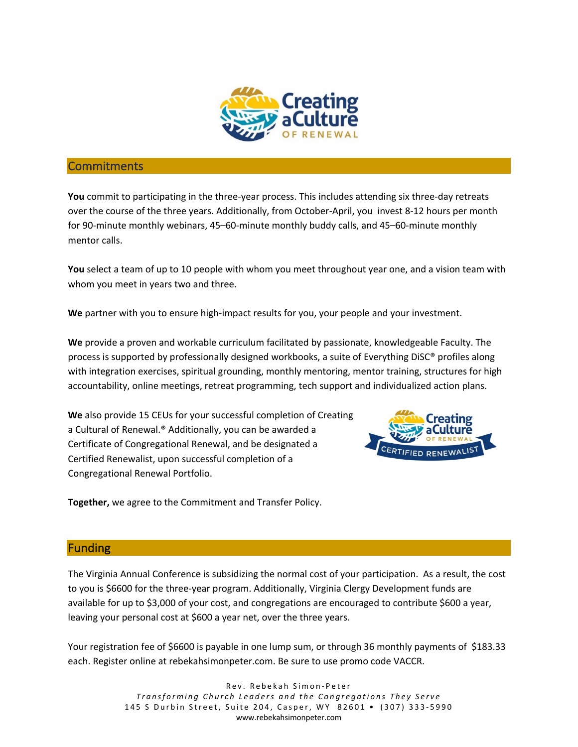## Commitments

**You** commit to participating in the three-year process. This includes attending six three-day retreats over the course of the three years. Additionally, from October-April, you invest 8-12 hours per month for 90-minute monthly webinars, 45–60-minute monthly buddy calls, and 45–60-minute monthly mentor calls.

**You** select a team of up to 10 people with whom you meet throughout year one, and a vision team with whom you meet in years two and three.

**We** partner with you to ensure high-impact results for you, your people and your investment.

**We** provide a proven and workable curriculum facilitated by passionate, knowledgeable Faculty. The process is supported by professionally designed workbooks, a suite of Everything DiSC® profiles along with integration exercises, spiritual grounding, monthly mentoring, mentor training, structures for high accountability, online meetings, retreat programming, tech support and individualized action plans.

**We** also provide 15 CEUs for your successful completion of Creating a Cultural of Renewal.® Additionally, you can be awarded a Certificate of Congregational Renewal, and be designated a Certified Renewalist, upon successful completion of a Congregational Renewal Portfolio.

**Together,** we agree to the Commitment and Transfer Policy.

## Funding

The Virginia Annual Conference is subsidizing the normal cost of your participation. As a result, the cost to you is $6600 for the three-year program. Additionally, Virginia Clergy Development funds are available for up to $3,000 of your cost, and congregations are encouraged to contribute $600 a year, leaving your personal cost at $600 a year net, over the three years.

Your registration fee of $6600 is payable in one lump sum, or through 36 monthly payments of $183.33 each. Register online at rebekahsimonpeter.com. Be sure to use promo code VACCR.

Rev. Rebekah Simon-Peter
*Transforming Church Leaders and the Congregations They Serve*
145 S Durbin Street, Suite 204, Casper, WY 82601 • (307) 333-5990
www.rebekahsimonpeter.com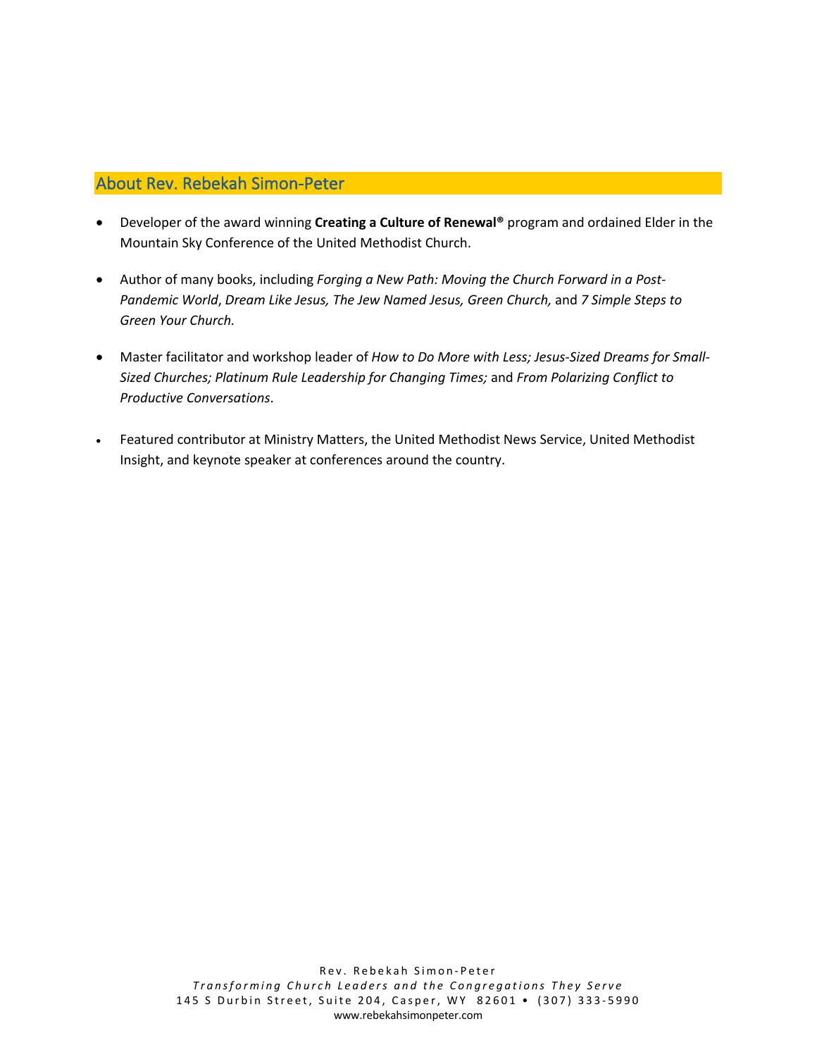## About Rev. Rebekah Simon-Peter

- Developer of the award winning **Creating a Culture of Renewal®** program and ordained Elder in the Mountain Sky Conference of the United Methodist Church.

- Author of many books, including *Forging a New Path: Moving the Church Forward in a Post-Pandemic World*, *Dream Like Jesus, The Jew Named Jesus, Green Church,* and *7 Simple Steps to Green Your Church.*

- Master facilitator and workshop leader of *How to Do More with Less; Jesus-Sized Dreams for Small-Sized Churches; Platinum Rule Leadership for Changing Times;* and *From Polarizing Conflict to Productive Conversations*.

- Featured contributor at Ministry Matters, the United Methodist News Service, United Methodist Insight, and keynote speaker at conferences around the country.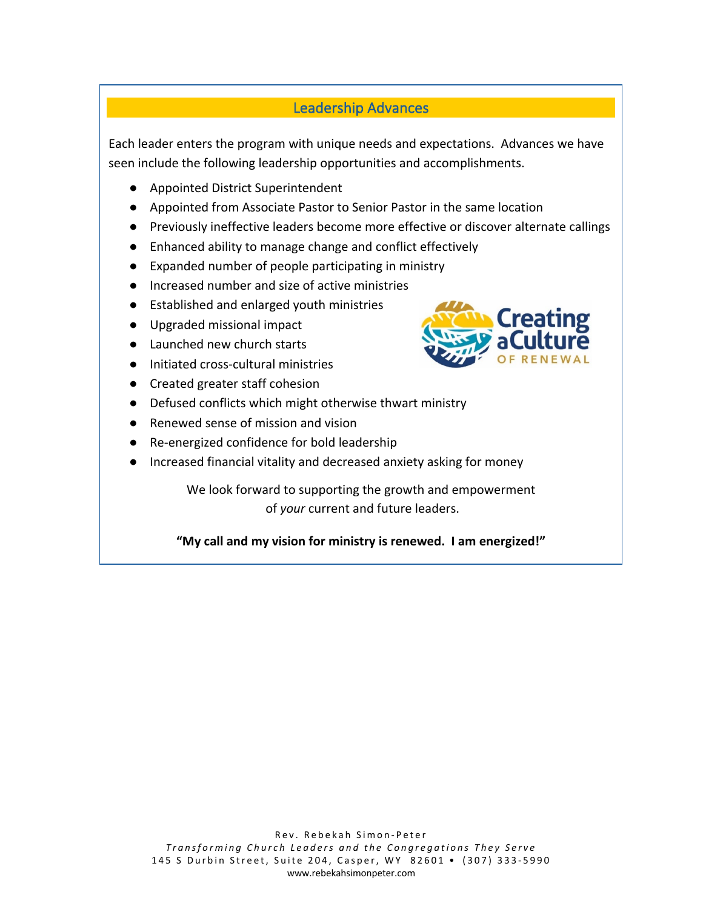## Leadership Advances

Each leader enters the program with unique needs and expectations. Advances we have seen include the following leadership opportunities and accomplishments.

- Appointed District Superintendent
- Appointed from Associate Pastor to Senior Pastor in the same location
- Previously ineffective leaders become more effective or discover alternate callings
- Enhanced ability to manage change and conflict effectively
- Expanded number of people participating in ministry
- Increased number and size of active ministries
- Established and enlarged youth ministries
- Upgraded missional impact
- Launched new church starts
- Initiated cross-cultural ministries
- Created greater staff cohesion
- Defused conflicts which might otherwise thwart ministry
- Renewed sense of mission and vision
- Re-energized confidence for bold leadership
- Increased financial vitality and decreased anxiety asking for money

Creating a Culture OF RENEWAL

We look forward to supporting the growth and empowerment of *your* current and future leaders.

**"My call and my vision for ministry is renewed. I am energized!"**

Rev. Rebekah Simon-Peter
*Transforming Church Leaders and the Congregations They Serve*
145 S Durbin Street, Suite 204, Casper, WY 82601 • (307) 333-5990
www.rebekahsimonpeter.com